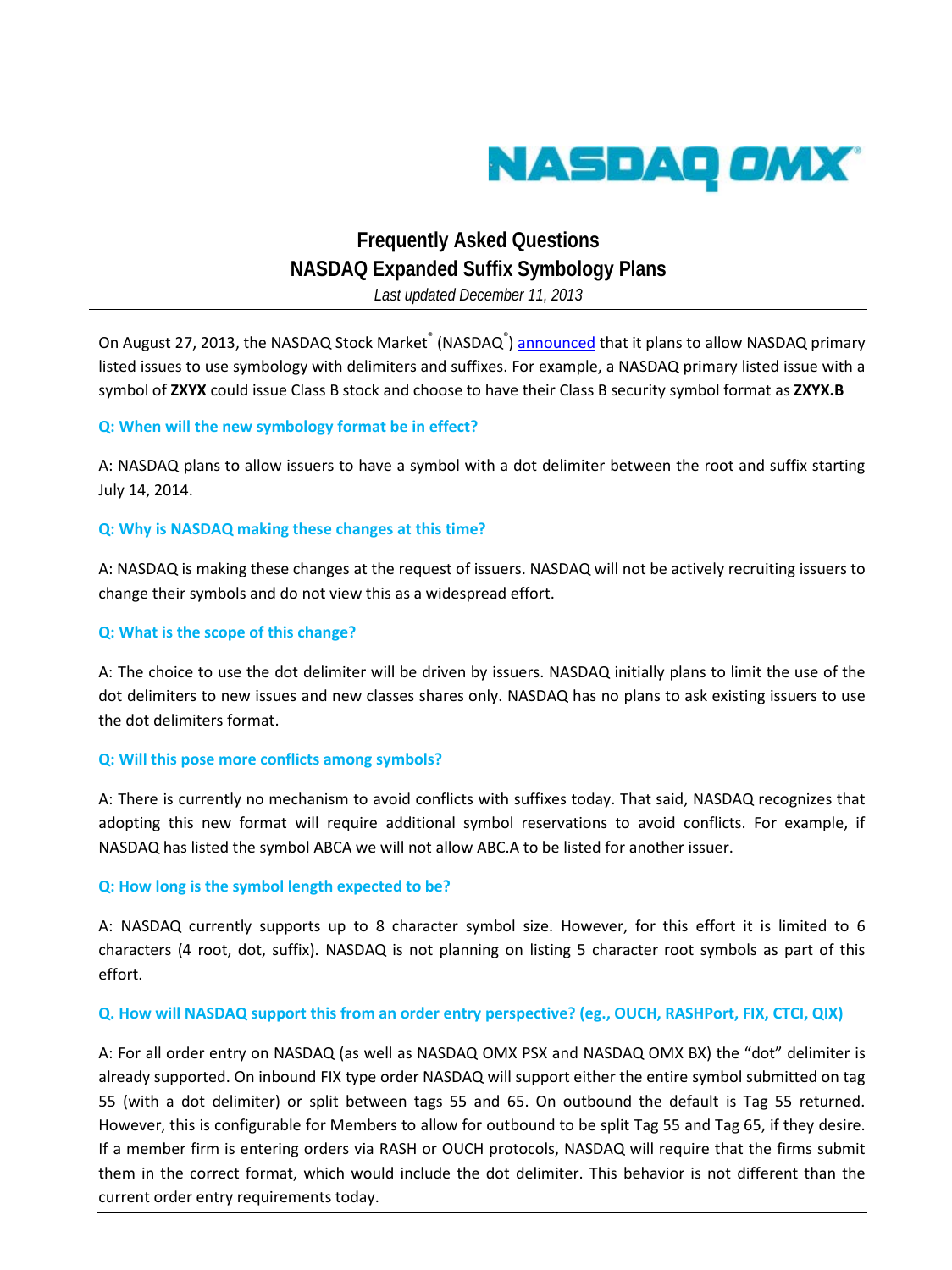# Frequently Asked Questions
## NASDAQ Expanded Suffix Symbology Plans

*Last updated December 11, 2013*

On August 27, 2013, the NASDAQ Stock Market® (NASDAQ®) announced that it plans to allow NASDAQ primary listed issues to use symbology with delimiters and suffixes. For example, a NASDAQ primary listed issue with a symbol of **ZXYX** could issue Class B stock and choose to have their Class B security symbol format as **ZXYX.B**

### Q: When will the new symbology format be in effect?

A: NASDAQ plans to allow issuers to have a symbol with a dot delimiter between the root and suffix starting July 14, 2014.

### Q: Why is NASDAQ making these changes at this time?

A: NASDAQ is making these changes at the request of issuers. NASDAQ will not be actively recruiting issuers to change their symbols and do not view this as a widespread effort.

### Q: What is the scope of this change?

A: The choice to use the dot delimiter will be driven by issuers. NASDAQ initially plans to limit the use of the dot delimiters to new issues and new classes shares only. NASDAQ has no plans to ask existing issuers to use the dot delimiters format.

### Q: Will this pose more conflicts among symbols?

A: There is currently no mechanism to avoid conflicts with suffixes today. That said, NASDAQ recognizes that adopting this new format will require additional symbol reservations to avoid conflicts. For example, if NASDAQ has listed the symbol ABCA we will not allow ABC.A to be listed for another issuer.

### Q: How long is the symbol length expected to be?

A: NASDAQ currently supports up to 8 character symbol size. However, for this effort it is limited to 6 characters (4 root, dot, suffix). NASDAQ is not planning on listing 5 character root symbols as part of this effort.

### Q. How will NASDAQ support this from an order entry perspective? (eg., OUCH, RASHPort, FIX, CTCI, QIX)

A: For all order entry on NASDAQ (as well as NASDAQ OMX PSX and NASDAQ OMX BX) the "dot" delimiter is already supported. On inbound FIX type order NASDAQ will support either the entire symbol submitted on tag 55 (with a dot delimiter) or split between tags 55 and 65. On outbound the default is Tag 55 returned. However, this is configurable for Members to allow for outbound to be split Tag 55 and Tag 65, if they desire. If a member firm is entering orders via RASH or OUCH protocols, NASDAQ will require that the firms submit them in the correct format, which would include the dot delimiter. This behavior is not different than the current order entry requirements today.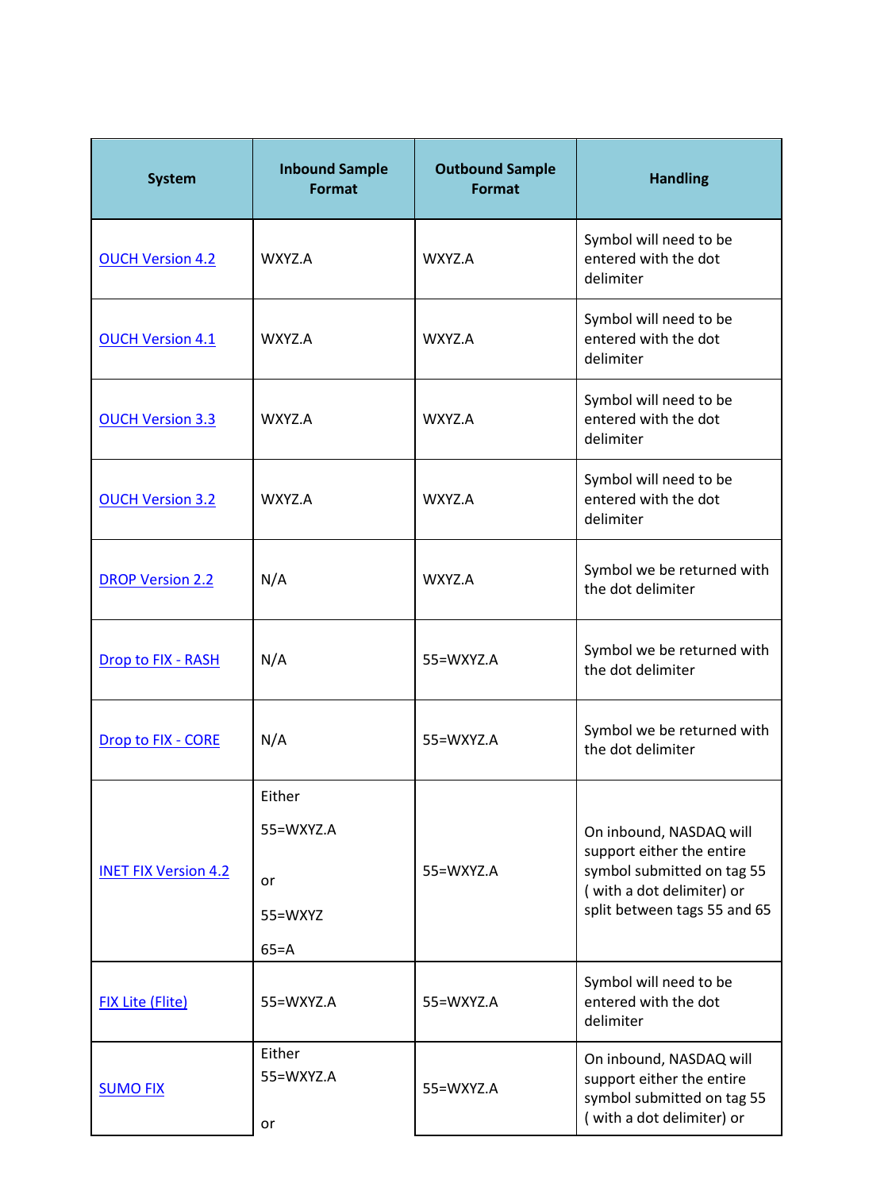| System | Inbound Sample Format | Outbound Sample Format | Handling |
|---|---|---|---|
| OUCH Version 4.2 | WXYZ.A | WXYZ.A | Symbol will need to be entered with the dot delimiter |
| OUCH Version 4.1 | WXYZ.A | WXYZ.A | Symbol will need to be entered with the dot delimiter |
| OUCH Version 3.3 | WXYZ.A | WXYZ.A | Symbol will need to be entered with the dot delimiter |
| OUCH Version 3.2 | WXYZ.A | WXYZ.A | Symbol will need to be entered with the dot delimiter |
| DROP Version 2.2 | N/A | WXYZ.A | Symbol we be returned with the dot delimiter |
| Drop to FIX - RASH | N/A | 55=WXYZ.A | Symbol we be returned with the dot delimiter |
| Drop to FIX - CORE | N/A | 55=WXYZ.A | Symbol we be returned with the dot delimiter |
| INET FIX Version 4.2 | Either 55=WXYZ.A or 55=WXYZ 65=A | 55=WXYZ.A | On inbound, NASDAQ will support either the entire symbol submitted on tag 55 ( with a dot delimiter) or split between tags 55 and 65 |
| FIX Lite (Flite) | 55=WXYZ.A | 55=WXYZ.A | Symbol will need to be entered with the dot delimiter |
| SUMO FIX | Either 55=WXYZ.A or | 55=WXYZ.A | On inbound, NASDAQ will support either the entire symbol submitted on tag 55 ( with a dot delimiter) or |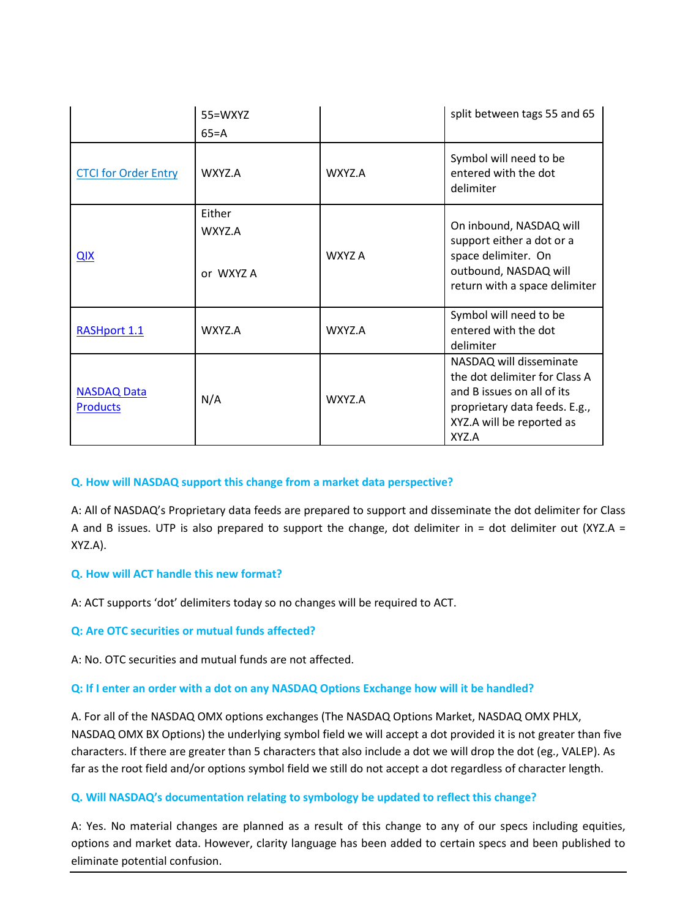|  |  |  |  |
|---|---|---|---|
|  | 55=WXYZ<br>65=A |  | split between tags 55 and 65 |
| CTCI for Order Entry | WXYZ.A | WXYZ.A | Symbol will need to be entered with the dot delimiter |
| QIX | Either<br>WXYZ.A<br><br>or WXYZ A | WXYZ A | On inbound, NASDAQ will support either a dot or a space delimiter. On outbound, NASDAQ will return with a space delimiter |
| RASHport 1.1 | WXYZ.A | WXYZ.A | Symbol will need to be entered with the dot delimiter |
| NASDAQ Data Products | N/A | WXYZ.A | NASDAQ will disseminate the dot delimiter for Class A and B issues on all of its proprietary data feeds. E.g., XYZ.A will be reported as XYZ.A |

**Q. How will NASDAQ support this change from a market data perspective?**

A: All of NASDAQ's Proprietary data feeds are prepared to support and disseminate the dot delimiter for Class A and B issues. UTP is also prepared to support the change, dot delimiter in = dot delimiter out (XYZ.A = XYZ.A).

**Q. How will ACT handle this new format?**

A: ACT supports 'dot' delimiters today so no changes will be required to ACT.

**Q: Are OTC securities or mutual funds affected?**

A: No. OTC securities and mutual funds are not affected.

**Q: If I enter an order with a dot on any NASDAQ Options Exchange how will it be handled?**

A. For all of the NASDAQ OMX options exchanges (The NASDAQ Options Market, NASDAQ OMX PHLX, NASDAQ OMX BX Options) the underlying symbol field we will accept a dot provided it is not greater than five characters. If there are greater than 5 characters that also include a dot we will drop the dot (eg., VALEP). As far as the root field and/or options symbol field we still do not accept a dot regardless of character length.

**Q. Will NASDAQ's documentation relating to symbology be updated to reflect this change?**

A: Yes. No material changes are planned as a result of this change to any of our specs including equities, options and market data. However, clarity language has been added to certain specs and been published to eliminate potential confusion.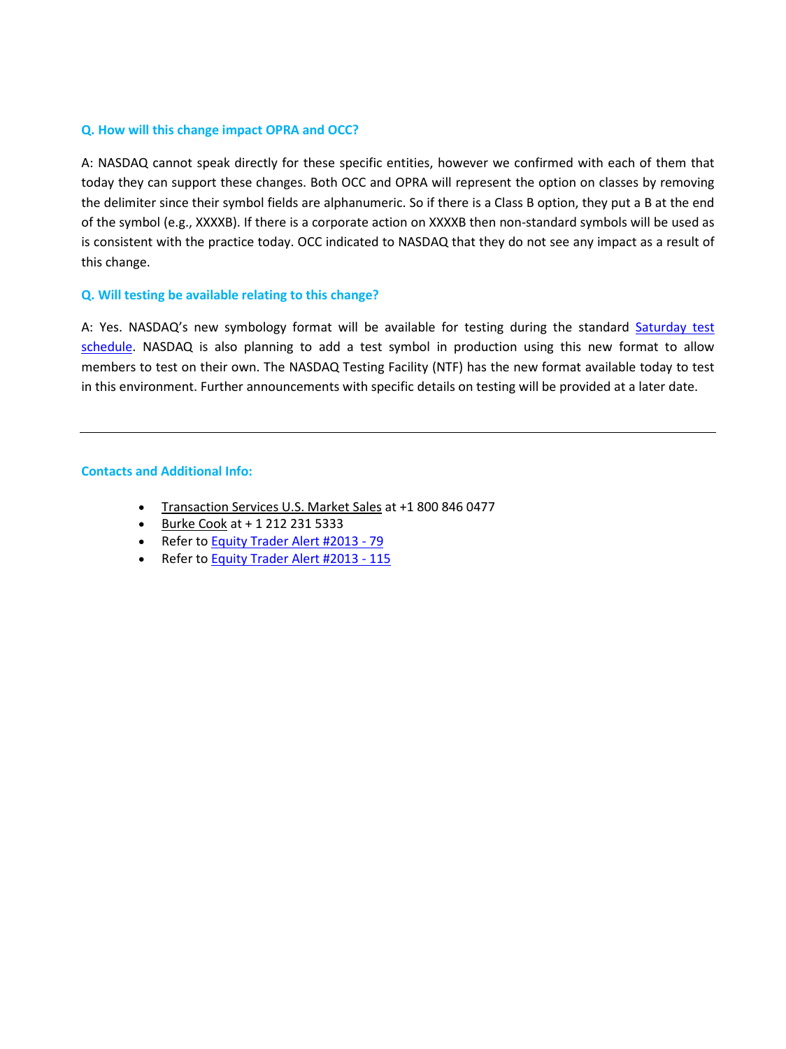### Q. How will this change impact OPRA and OCC?

A: NASDAQ cannot speak directly for these specific entities, however we confirmed with each of them that today they can support these changes. Both OCC and OPRA will represent the option on classes by removing the delimiter since their symbol fields are alphanumeric. So if there is a Class B option, they put a B at the end of the symbol (e.g., XXXXB). If there is a corporate action on XXXXB then non-standard symbols will be used as is consistent with the practice today. OCC indicated to NASDAQ that they do not see any impact as a result of this change.

### Q. Will testing be available relating to this change?

A: Yes. NASDAQ's new symbology format will be available for testing during the standard Saturday test schedule. NASDAQ is also planning to add a test symbol in production using this new format to allow members to test on their own. The NASDAQ Testing Facility (NTF) has the new format available today to test in this environment. Further announcements with specific details on testing will be provided at a later date.

---

### Contacts and Additional Info:

- Transaction Services U.S. Market Sales at +1 800 846 0477
- Burke Cook at + 1 212 231 5333
- Refer to Equity Trader Alert #2013 - 79
- Refer to Equity Trader Alert #2013 - 115